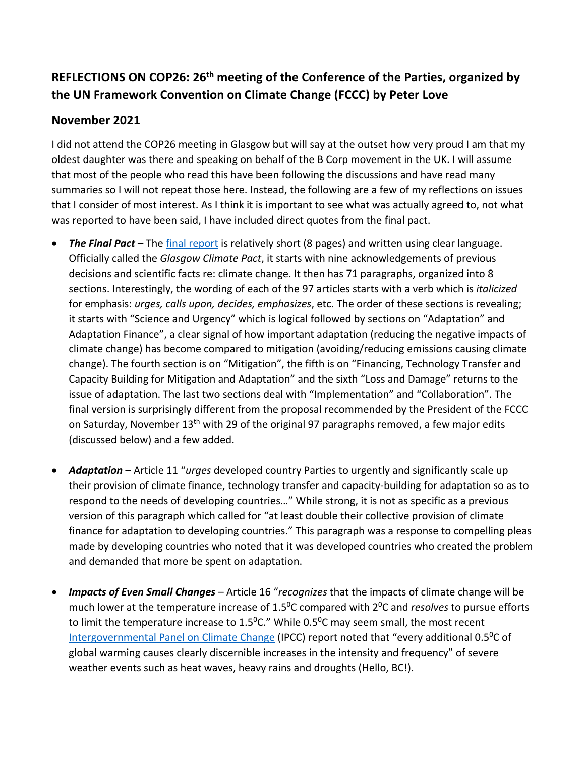## REFLECTIONS ON COP26: 26th meeting of the Conference of the Parties, organized by the UN Framework Convention on Climate Change (FCCC) by Peter Love

## November 2021

I did not attend the COP26 meeting in Glasgow but will say at the outset how very proud I am that my oldest daughter was there and speaking on behalf of the B Corp movement in the UK. I will assume that most of the people who read this have been following the discussions and have read many summaries so I will not repeat those here. Instead, the following are a few of my reflections on issues that I consider of most interest. As I think it is important to see what was actually agreed to, not what was reported to have been said, I have included direct quotes from the final pact.

- ***The Final Pact*** – The final report is relatively short (8 pages) and written using clear language. Officially called the *Glasgow Climate Pact*, it starts with nine acknowledgements of previous decisions and scientific facts re: climate change. It then has 71 paragraphs, organized into 8 sections. Interestingly, the wording of each of the 97 articles starts with a verb which is *italicized* for emphasis: *urges, calls upon, decides, emphasizes*, etc. The order of these sections is revealing; it starts with "Science and Urgency" which is logical followed by sections on "Adaptation" and Adaptation Finance", a clear signal of how important adaptation (reducing the negative impacts of climate change) has become compared to mitigation (avoiding/reducing emissions causing climate change). The fourth section is on "Mitigation", the fifth is on "Financing, Technology Transfer and Capacity Building for Mitigation and Adaptation" and the sixth "Loss and Damage" returns to the issue of adaptation. The last two sections deal with "Implementation" and "Collaboration". The final version is surprisingly different from the proposal recommended by the President of the FCCC on Saturday, November 13th with 29 of the original 97 paragraphs removed, a few major edits (discussed below) and a few added.

- ***Adaptation*** – Article 11 "*urges* developed country Parties to urgently and significantly scale up their provision of climate finance, technology transfer and capacity-building for adaptation so as to respond to the needs of developing countries…" While strong, it is not as specific as a previous version of this paragraph which called for "at least double their collective provision of climate finance for adaptation to developing countries." This paragraph was a response to compelling pleas made by developing countries who noted that it was developed countries who created the problem and demanded that more be spent on adaptation.

- ***Impacts of Even Small Changes*** – Article 16 "*recognizes* that the impacts of climate change will be much lower at the temperature increase of 1.5$^0$C compared with 2$^0$C and *resolves* to pursue efforts to limit the temperature increase to 1.5$^0$C." While 0.5$^0$C may seem small, the most recent Intergovernmental Panel on Climate Change (IPCC) report noted that "every additional 0.5$^0$C of global warming causes clearly discernible increases in the intensity and frequency" of severe weather events such as heat waves, heavy rains and droughts (Hello, BC!).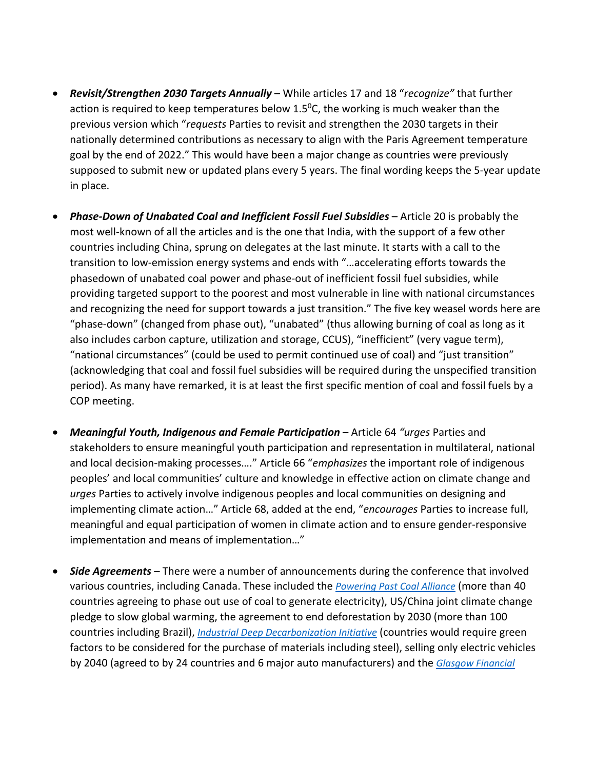- ***Revisit/Strengthen 2030 Targets Annually*** – While articles 17 and 18 "*recognize"* that further action is required to keep temperatures below 1.5$^0$C, the working is much weaker than the previous version which "*requests* Parties to revisit and strengthen the 2030 targets in their nationally determined contributions as necessary to align with the Paris Agreement temperature goal by the end of 2022." This would have been a major change as countries were previously supposed to submit new or updated plans every 5 years. The final wording keeps the 5-year update in place.

- ***Phase-Down of Unabated Coal and Inefficient Fossil Fuel Subsidies*** – Article 20 is probably the most well-known of all the articles and is the one that India, with the support of a few other countries including China, sprung on delegates at the last minute. It starts with a call to the transition to low-emission energy systems and ends with "…accelerating efforts towards the phasedown of unabated coal power and phase-out of inefficient fossil fuel subsidies, while providing targeted support to the poorest and most vulnerable in line with national circumstances and recognizing the need for support towards a just transition." The five key weasel words here are "phase-down" (changed from phase out), "unabated" (thus allowing burning of coal as long as it also includes carbon capture, utilization and storage, CCUS), "inefficient" (very vague term), "national circumstances" (could be used to permit continued use of coal) and "just transition" (acknowledging that coal and fossil fuel subsidies will be required during the unspecified transition period). As many have remarked, it is at least the first specific mention of coal and fossil fuels by a COP meeting.

- ***Meaningful Youth, Indigenous and Female Participation*** – Article 64 *"urges* Parties and stakeholders to ensure meaningful youth participation and representation in multilateral, national and local decision-making processes…." Article 66 "*emphasizes* the important role of indigenous peoples' and local communities' culture and knowledge in effective action on climate change and *urges* Parties to actively involve indigenous peoples and local communities on designing and implementing climate action…" Article 68, added at the end, "*encourages* Parties to increase full, meaningful and equal participation of women in climate action and to ensure gender-responsive implementation and means of implementation…"

- ***Side Agreements*** – There were a number of announcements during the conference that involved various countries, including Canada. These included the *Powering Past Coal Alliance* (more than 40 countries agreeing to phase out use of coal to generate electricity), US/China joint climate change pledge to slow global warming, the agreement to end deforestation by 2030 (more than 100 countries including Brazil), *Industrial Deep Decarbonization Initiative* (countries would require green factors to be considered for the purchase of materials including steel), selling only electric vehicles by 2040 (agreed to by 24 countries and 6 major auto manufacturers) and the *Glasgow Financial*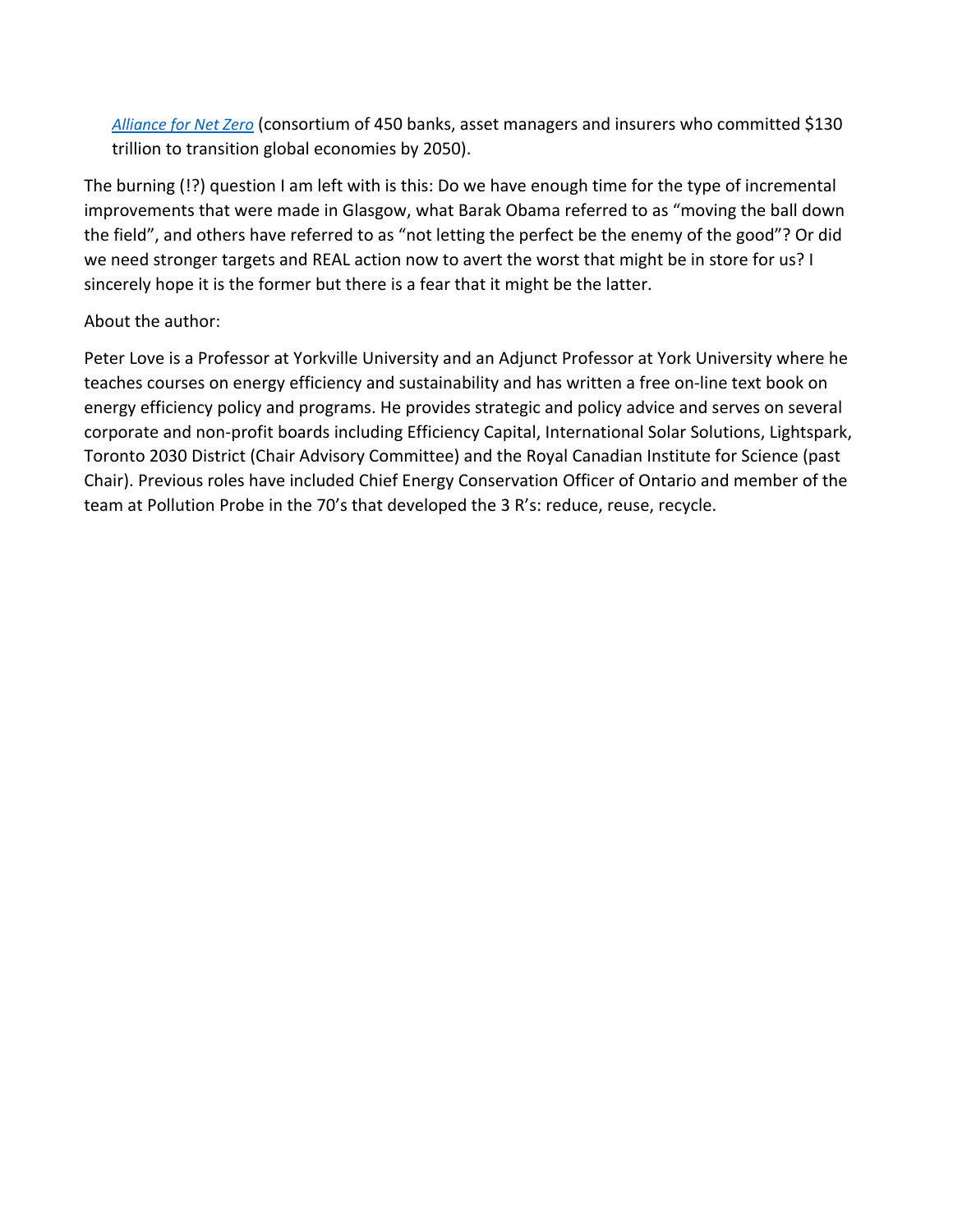*Alliance for Net Zero* (consortium of 450 banks, asset managers and insurers who committed $130 trillion to transition global economies by 2050).

The burning (!?) question I am left with is this: Do we have enough time for the type of incremental improvements that were made in Glasgow, what Barak Obama referred to as "moving the ball down the field", and others have referred to as "not letting the perfect be the enemy of the good"? Or did we need stronger targets and REAL action now to avert the worst that might be in store for us? I sincerely hope it is the former but there is a fear that it might be the latter.

About the author:

Peter Love is a Professor at Yorkville University and an Adjunct Professor at York University where he teaches courses on energy efficiency and sustainability and has written a free on-line text book on energy efficiency policy and programs. He provides strategic and policy advice and serves on several corporate and non-profit boards including Efficiency Capital, International Solar Solutions, Lightspark, Toronto 2030 District (Chair Advisory Committee) and the Royal Canadian Institute for Science (past Chair). Previous roles have included Chief Energy Conservation Officer of Ontario and member of the team at Pollution Probe in the 70's that developed the 3 R's: reduce, reuse, recycle.